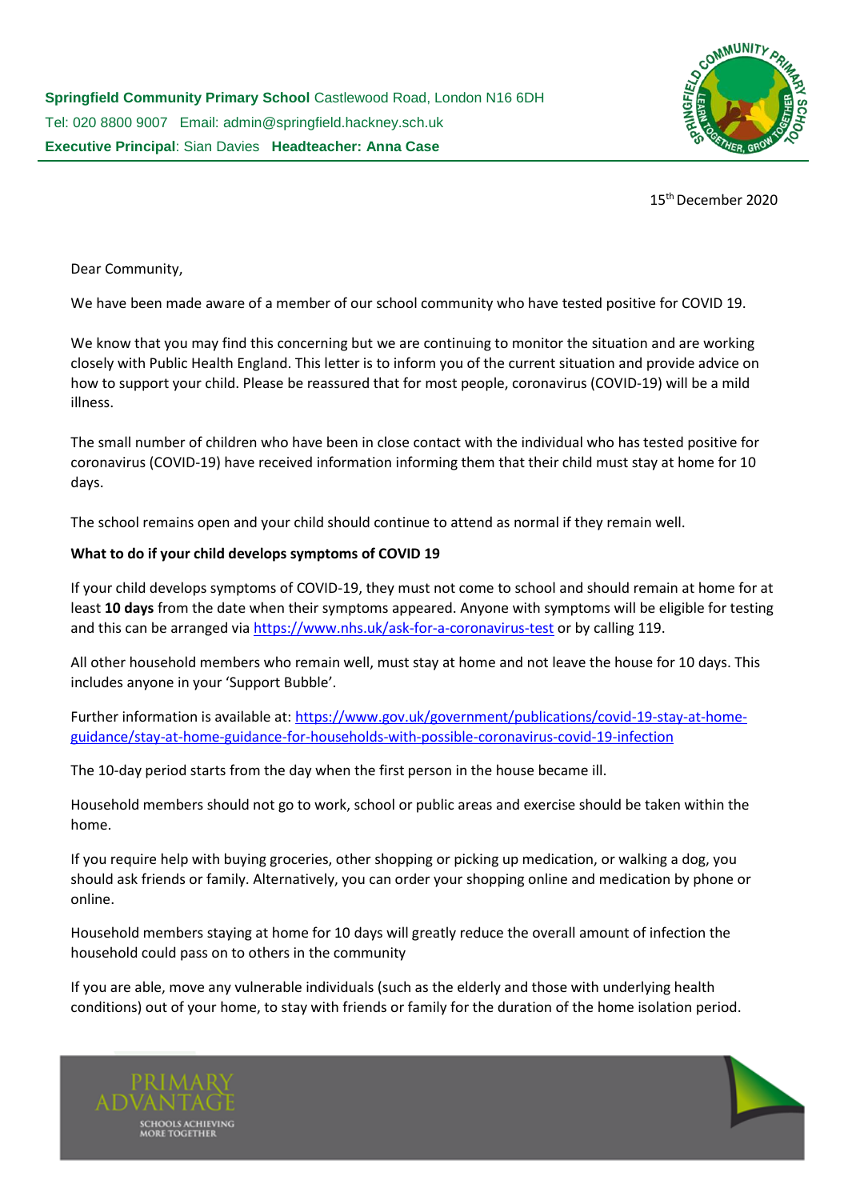**Springfield Community Primary School** Castlewood Road, London N16 6DH
Tel: 020 8800 9007 Email: admin@springfield.hackney.sch.uk
**Executive Principal**: Sian Davies **Headteacher: Anna Case**

15th December 2020

Dear Community,

We have been made aware of a member of our school community who have tested positive for COVID 19.

We know that you may find this concerning but we are continuing to monitor the situation and are working closely with Public Health England. This letter is to inform you of the current situation and provide advice on how to support your child. Please be reassured that for most people, coronavirus (COVID-19) will be a mild illness.

The small number of children who have been in close contact with the individual who has tested positive for coronavirus (COVID-19) have received information informing them that their child must stay at home for 10 days.

The school remains open and your child should continue to attend as normal if they remain well.

**What to do if your child develops symptoms of COVID 19**

If your child develops symptoms of COVID-19, they must not come to school and should remain at home for at least **10 days** from the date when their symptoms appeared. Anyone with symptoms will be eligible for testing and this can be arranged via https://www.nhs.uk/ask-for-a-coronavirus-test or by calling 119.

All other household members who remain well, must stay at home and not leave the house for 10 days. This includes anyone in your 'Support Bubble'.

Further information is available at: https://www.gov.uk/government/publications/covid-19-stay-at-home-guidance/stay-at-home-guidance-for-households-with-possible-coronavirus-covid-19-infection

The 10-day period starts from the day when the first person in the house became ill.

Household members should not go to work, school or public areas and exercise should be taken within the home.

If you require help with buying groceries, other shopping or picking up medication, or walking a dog, you should ask friends or family. Alternatively, you can order your shopping online and medication by phone or online.

Household members staying at home for 10 days will greatly reduce the overall amount of infection the household could pass on to others in the community

If you are able, move any vulnerable individuals (such as the elderly and those with underlying health conditions) out of your home, to stay with friends or family for the duration of the home isolation period.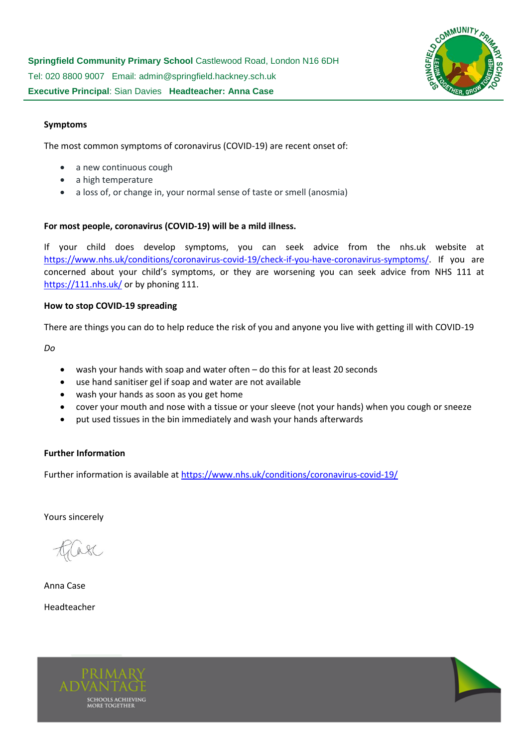Springfield Community Primary School Castlewood Road, London N16 6DH
Tel: 020 8800 9007 Email: admin@springfield.hackney.sch.uk
**Executive Principal**: Sian Davies **Headteacher: Anna Case**

**Symptoms**

The most common symptoms of coronavirus (COVID-19) are recent onset of:

- a new continuous cough
- a high temperature
- a loss of, or change in, your normal sense of taste or smell (anosmia)

**For most people, coronavirus (COVID-19) will be a mild illness.**

If your child does develop symptoms, you can seek advice from the nhs.uk website at https://www.nhs.uk/conditions/coronavirus-covid-19/check-if-you-have-coronavirus-symptoms/. If you are concerned about your child's symptoms, or they are worsening you can seek advice from NHS 111 at https://111.nhs.uk/ or by phoning 111.

**How to stop COVID-19 spreading**

There are things you can do to help reduce the risk of you and anyone you live with getting ill with COVID-19

*Do*

- wash your hands with soap and water often – do this for at least 20 seconds
- use hand sanitiser gel if soap and water are not available
- wash your hands as soon as you get home
- cover your mouth and nose with a tissue or your sleeve (not your hands) when you cough or sneeze
- put used tissues in the bin immediately and wash your hands afterwards

**Further Information**

Further information is available at https://www.nhs.uk/conditions/coronavirus-covid-19/

Yours sincerely

Anna Case

Headteacher